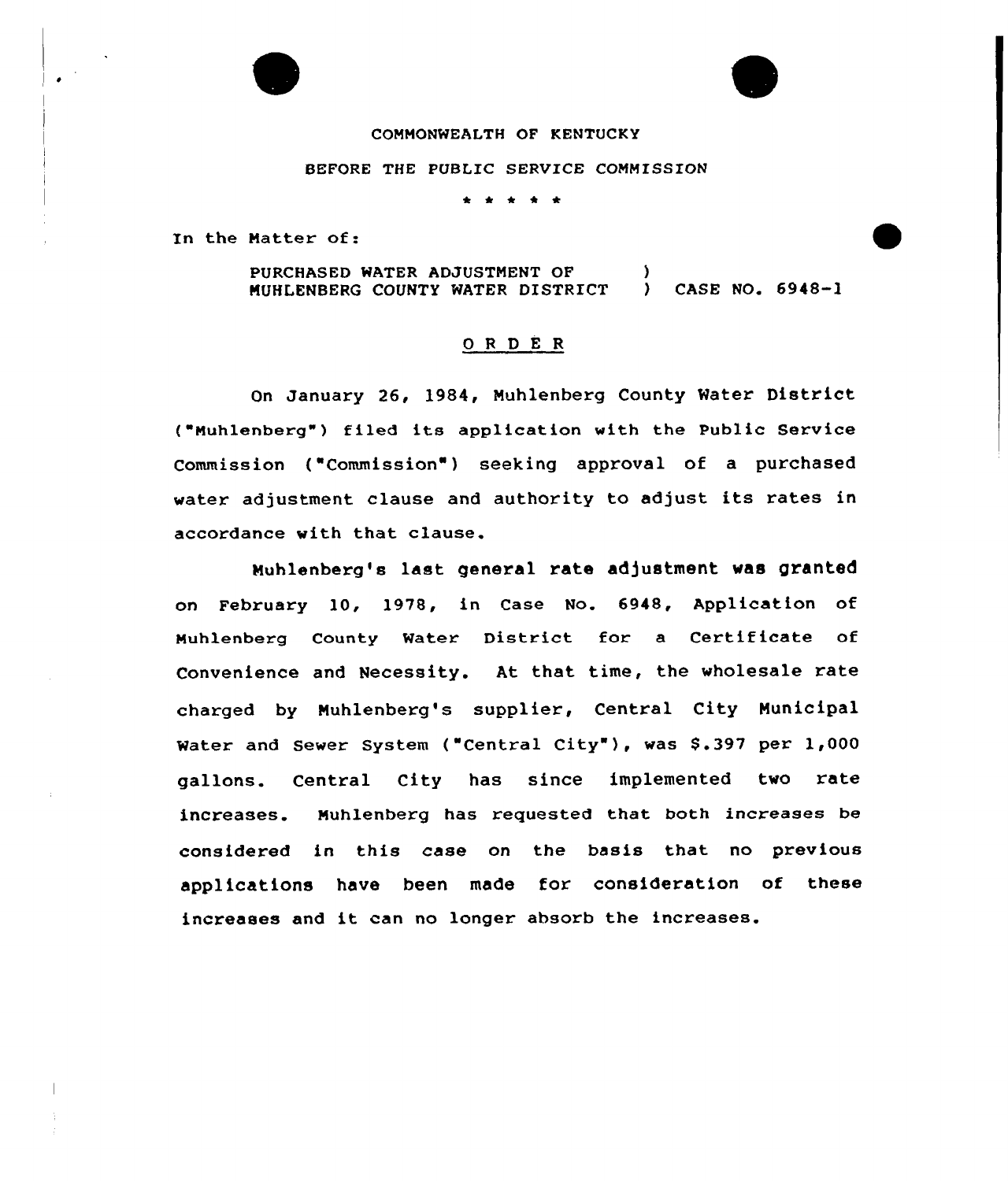COMMONWEALTH OF KENTUCKY

BEFORE THE PUBLIC SERVICE COMMISSION

\* \* \* \* \*

In the Matter of:

PURCHASED WATER ADJUSTMENT OF MUHLENBERG COUNTY WATER DISTRICT ) CASE NO. 6948-1

## O R D E R

On January 26, 1984, Muhlenberg County Water District ("Muhlenberg") filed its application with the Public Service Commission ("Commission") seeking approval of a purchased water adjustment clause and authority to adjust its rates in accordance with that clause.

Muhlenberg's last general rate adjustment was granted on February 10, 1978, in Case No. 6948, Application of Muhlenberg County Water District for a Certificate of Convenience and Necessity. At that time, the wholesale rate charged by Muhlenberg's supplier, Central City Municipal Water and Sewer System ("Central City"), was $.397 per 1,000 gallons. Central City has since implemented two rate increases. Muhlenberg has requested that both increases be considered in this case on the basis that no previous applications have been made for consideration of these increases and it can no longer absorb the increases.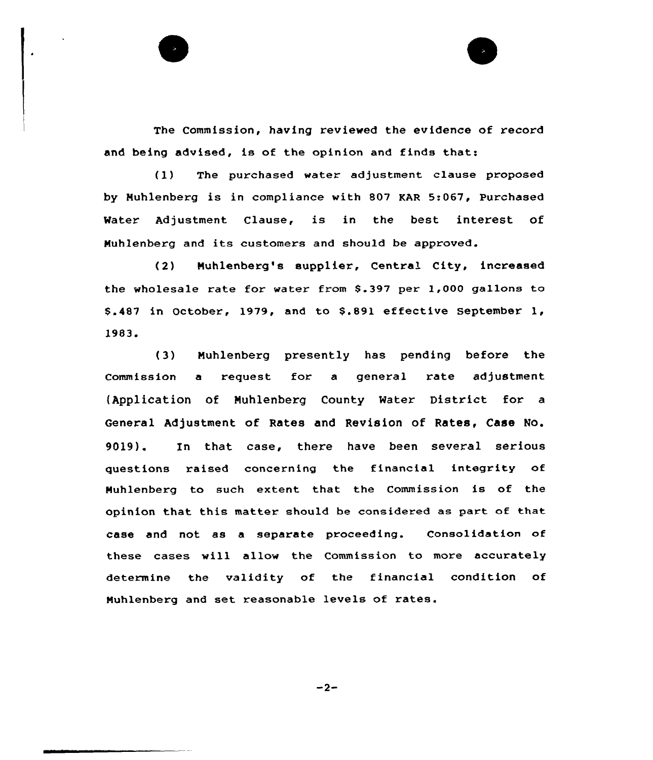The Commission, having reviewed the evidence of record and being advised, is of the opinion and finds that:

(1) The purchased water adjustment clause proposed by Muhlenberg is in compliance with 807 KAR 5:067, Purchased Water Adjustment Clause, is in the best interest of Muhlenberg and its customers and should be approved.

(2) Muhlenberg's supplier, Central City, increased the wholesale rate for water from $.397 per 1,000 gallons to $.487 in October, 1979, and to $.891 effective September 1, 1983.

(3) Muhlenberg presently has pending before the Commission a request for a general rate adjustment (Application of Muhlenberg County Water District for a General Adjustment of Rates and Revision of Rates, Case No. 9019). In that case, there have been several serious questions raised concerning the financial integrity of Muhlenberg to such extent that the Commission is of the opinion that this matter should be considered as part of that case and not as a separate proceeding. Consolidation of these cases will allow the Commission to more accurately determine the validity of the financial condition of Muhlenberg and set reasonable levels of rates.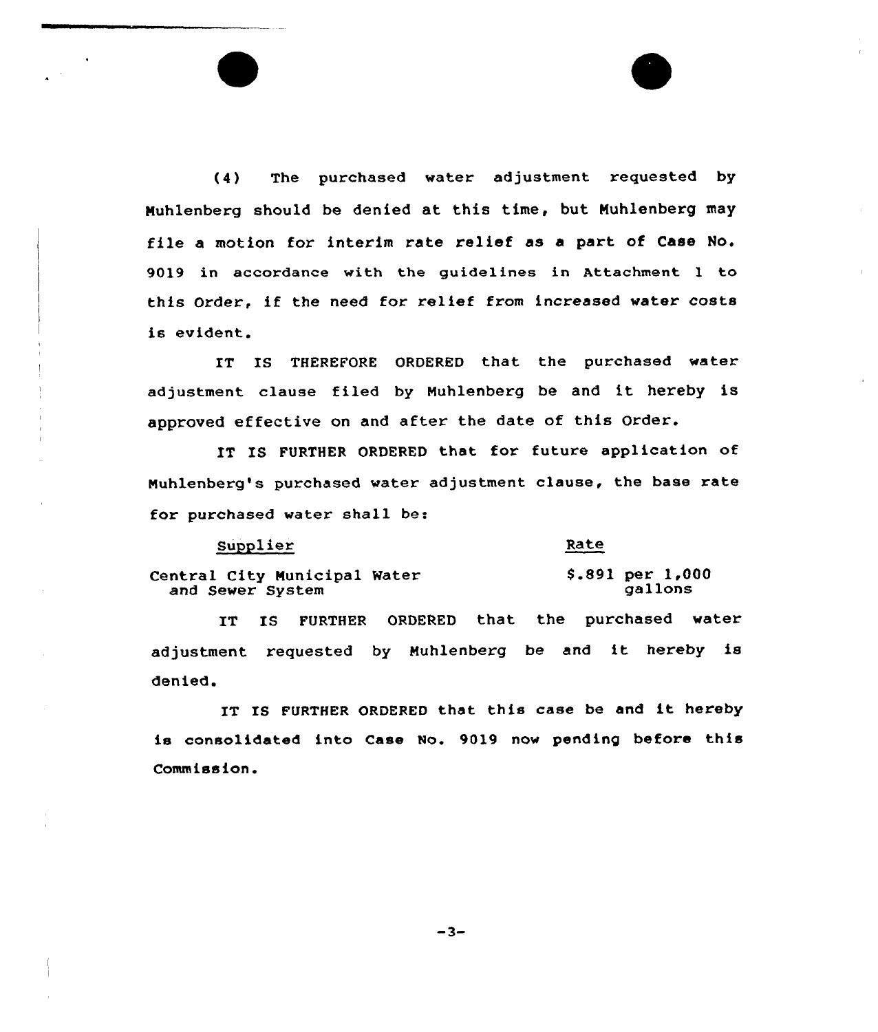(4) The purchased water adjustment requested by Muhlenberg should be denied at this time, but Muhlenberg may file a motion for interim rate relief as a part of Case No. 9019 in accordance with the guidelines in Attachment 1 to this Order, if the need for relief from increased water costs is evident.

IT IS THEREFORE ORDERED that the purchased water adjustment clause filed by Muhlenberg be and it hereby is approved effective on and after the date of this Order.

IT IS FURTHER ORDERED that for future application of Muhlenberg's purchased water adjustment clause, the base rate for purchased water shall be:

| Supplier | Rate |
|---|---|
| Central City Municipal Water and Sewer System | $.891 per 1,000 gallons |

IT IS FURTHER ORDERED that the purchased water adjustment requested by Muhlenberg be and it hereby is denied.

IT IS FURTHER ORDERED that this case be and it hereby is consolidated into Case No. 9019 now pending before this Commission.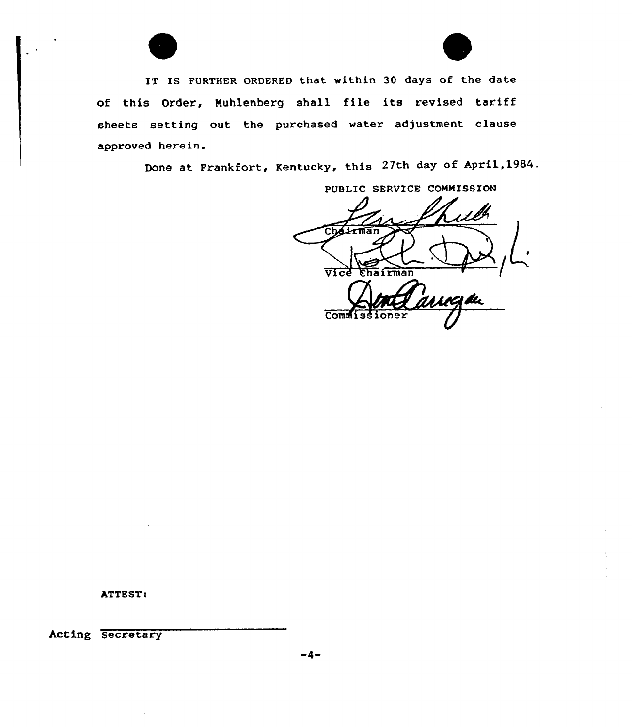IT IS FURTHER ORDERED that within 30 days of the date of this Order, Muhlenberg shall file its revised tariff sheets setting out the purchased water adjustment clause approved herein.

Done at Frankfort, Kentucky, this 27th day of April, 1984.

PUBLIC SERVICE COMMISSION

Chairman

Vice Chairman

Commissioner

ATTEST:

Acting Secretary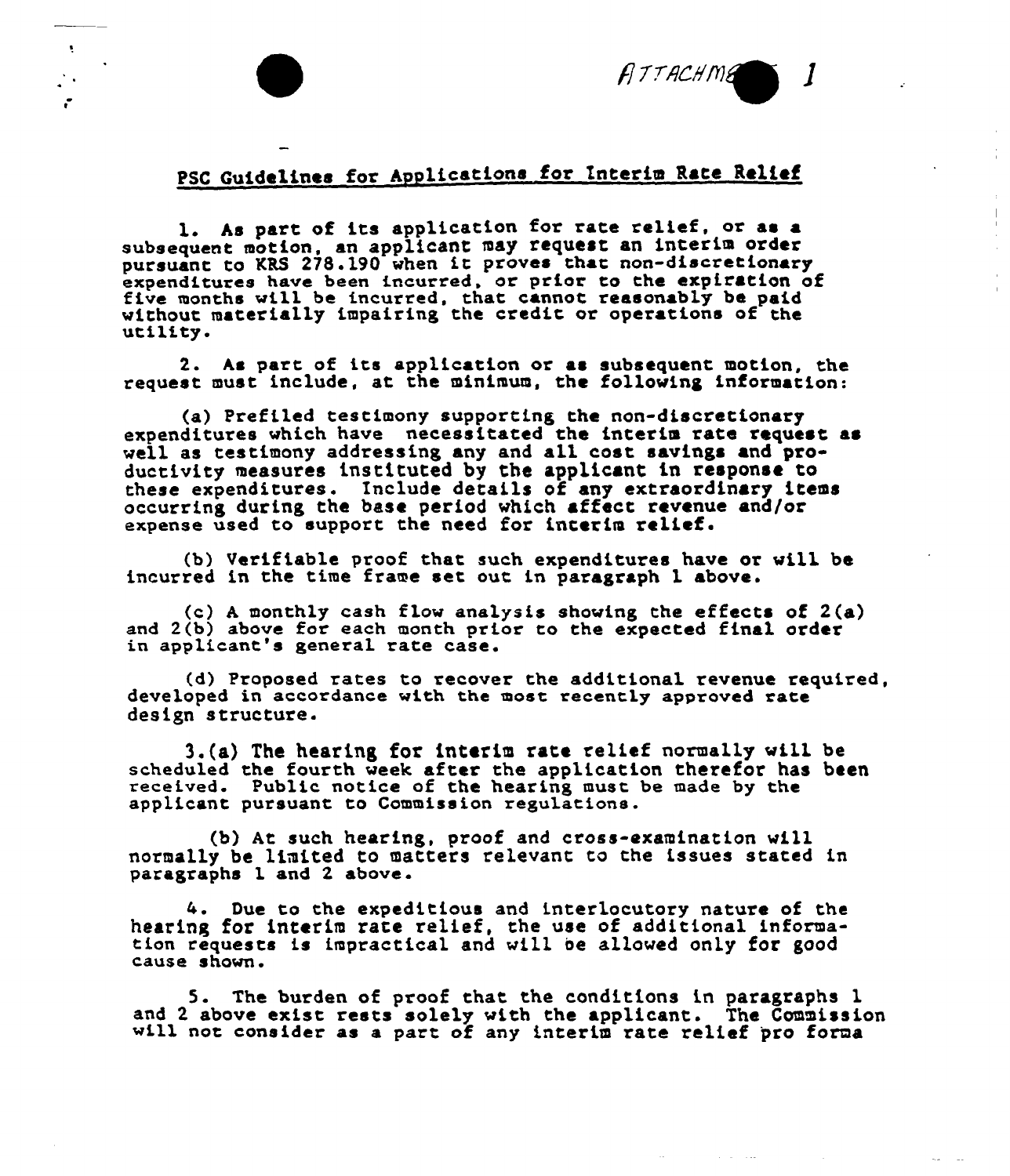ATTACHMENT 1

## PSC Guidelines for Applications for Interim Rate Relief

1. As part of its application for rate relief, or as a subsequent motion, an applicant may request an interim order pursuant to KRS 278.190 when it proves that non-discretionary expenditures have been incurred, or prior to the expiration of five months will be incurred, that cannot reasonably be paid without materially impairing the credit or operations of the utility.

2. As part of its application or as subsequent motion, the request must include, at the minimum, the following information:

(a) Prefiled testimony supporting the non-discretionary expenditures which have necessitated the interim rate request as well as testimony addressing any and all cost savings and productivity measures instituted by the applicant in response to these expenditures. Include details of any extraordinary items occurring during the base period which affect revenue and/or expense used to support the need for interim relief.

(b) Verifiable proof that such expenditures have or will be incurred in the time frame set out in paragraph 1 above.

(c) A monthly cash flow analysis showing the effects of 2(a) and 2(b) above for each month prior to the expected final order in applicant's general rate case.

(d) Proposed rates to recover the additional revenue required, developed in accordance with the most recently approved rate design structure.

3.(a) The hearing for interim rate relief normally will be scheduled the fourth week after the application therefor has been received. Public notice of the hearing must be made by the applicant pursuant to Commission regulations.

(b) At such hearing, proof and cross-examination will normally be limited to matters relevant to the issues stated in paragraphs 1 and 2 above.

4. Due to the expeditious and interlocutory nature of the hearing for interim rate relief, the use of additional information requests is impractical and will be allowed only for good cause shown.

5. The burden of proof that the conditions in paragraphs 1 and 2 above exist rests solely with the applicant. The Commission will not consider as a part of any interim rate relief pro forma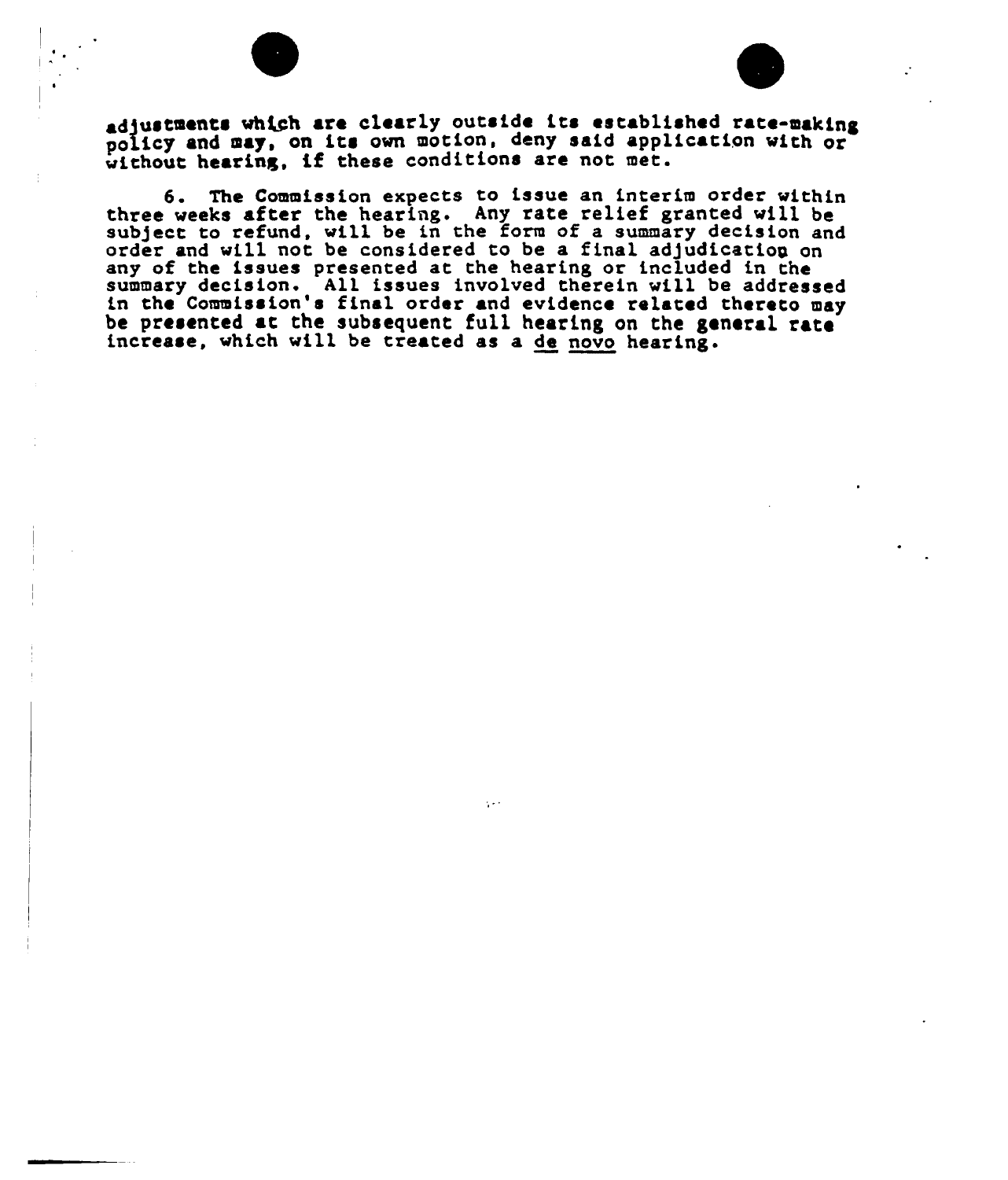adjustments which are clearly outside its established rate-making policy and may, on its own motion, deny said application with or without hearing, if these conditions are not met.

6. The Commission expects to issue an interim order within three weeks after the hearing. Any rate relief granted will be subject to refund, will be in the form of a summary decision and order and will not be considered to be a final adjudication on any of the issues presented at the hearing or included in the summary decision. All issues involved therein will be addressed in the Commission's final order and evidence related thereto may be presented at the subsequent full hearing on the general rate increase, which will be treated as a de novo hearing.